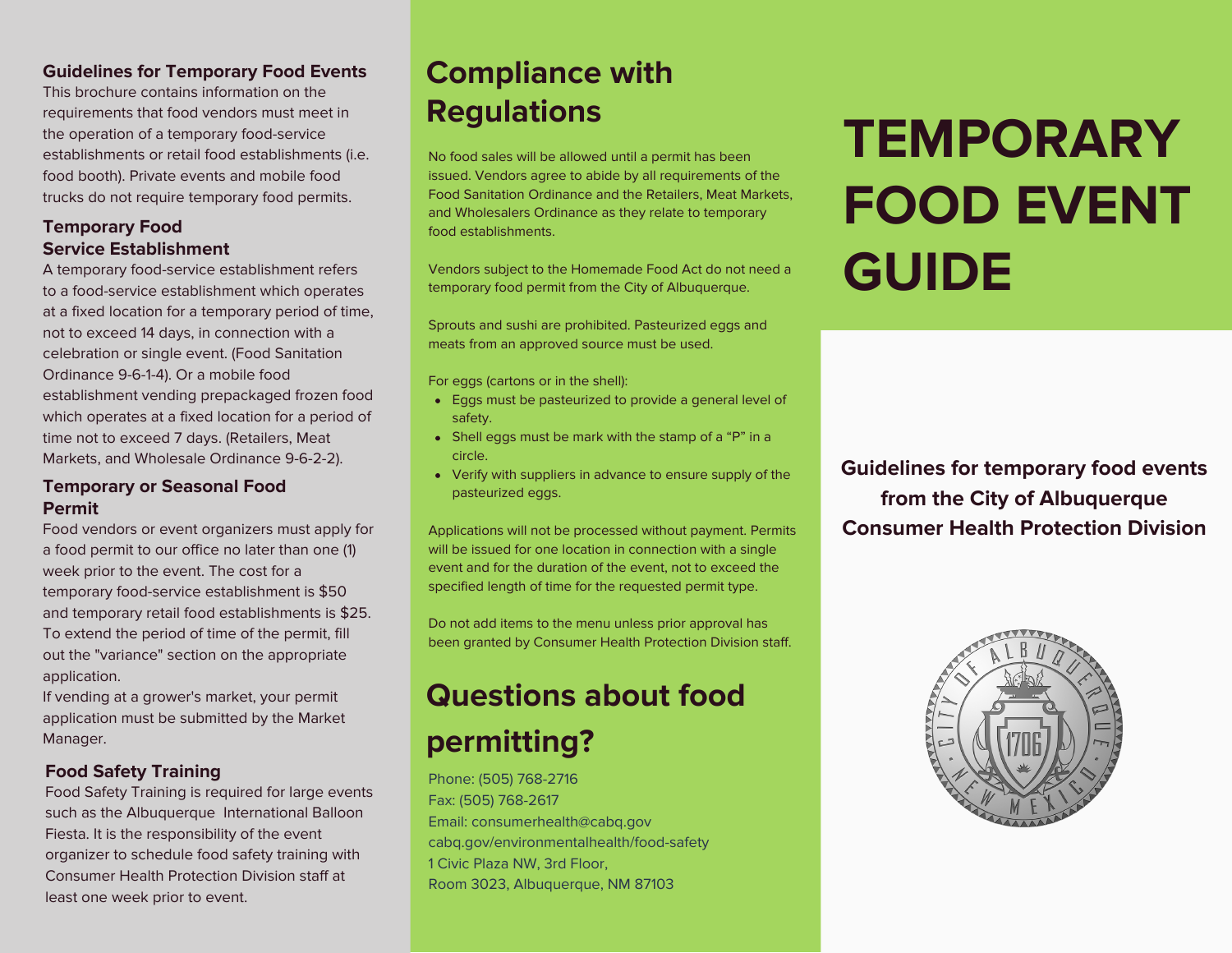# TEMPORARY FOOD EVENT GUIDE

**Guidelines for temporary food events from the City of Albuquerque Consumer Health Protection Division**

### Guidelines for Temporary Food Events

This brochure contains information on the requirements that food vendors must meet in the operation of a temporary food-service establishments or retail food establishments (i.e. food booth). Private events and mobile food trucks do not require temporary food permits.

### Temporary Food Service Establishment

A temporary food-service establishment refers to a food-service establishment which operates at a fixed location for a temporary period of time, not to exceed 14 days, in connection with a celebration or single event. (Food Sanitation Ordinance 9-6-1-4). Or a mobile food establishment vending prepackaged frozen food which operates at a fixed location for a period of time not to exceed 7 days. (Retailers, Meat Markets, and Wholesale Ordinance 9-6-2-2).

### Temporary or Seasonal Food Permit

Food vendors or event organizers must apply for a food permit to our office no later than one (1) week prior to the event. The cost for a temporary food-service establishment is $50 and temporary retail food establishments is $25. To extend the period of time of the permit, fill out the "variance" section on the appropriate application.

If vending at a grower's market, your permit application must be submitted by the Market Manager.

### Food Safety Training

Food Safety Training is required for large events such as the Albuquerque International Balloon Fiesta. It is the responsibility of the event organizer to schedule food safety training with Consumer Health Protection Division staff at least one week prior to event.

## Compliance with Regulations

No food sales will be allowed until a permit has been issued. Vendors agree to abide by all requirements of the Food Sanitation Ordinance and the Retailers, Meat Markets, and Wholesalers Ordinance as they relate to temporary food establishments.

Vendors subject to the Homemade Food Act do not need a temporary food permit from the City of Albuquerque.

Sprouts and sushi are prohibited. Pasteurized eggs and meats from an approved source must be used.

For eggs (cartons or in the shell):

- Eggs must be pasteurized to provide a general level of safety.
- Shell eggs must be mark with the stamp of a "P" in a circle.
- Verify with suppliers in advance to ensure supply of the pasteurized eggs.

Applications will not be processed without payment. Permits will be issued for one location in connection with a single event and for the duration of the event, not to exceed the specified length of time for the requested permit type.

Do not add items to the menu unless prior approval has been granted by Consumer Health Protection Division staff.

## Questions about food permitting?

Phone: (505) 768-2716
Fax: (505) 768-2617
Email: consumerhealth@cabq.gov
cabq.gov/environmentalhealth/food-safety
1 Civic Plaza NW, 3rd Floor,
Room 3023, Albuquerque, NM 87103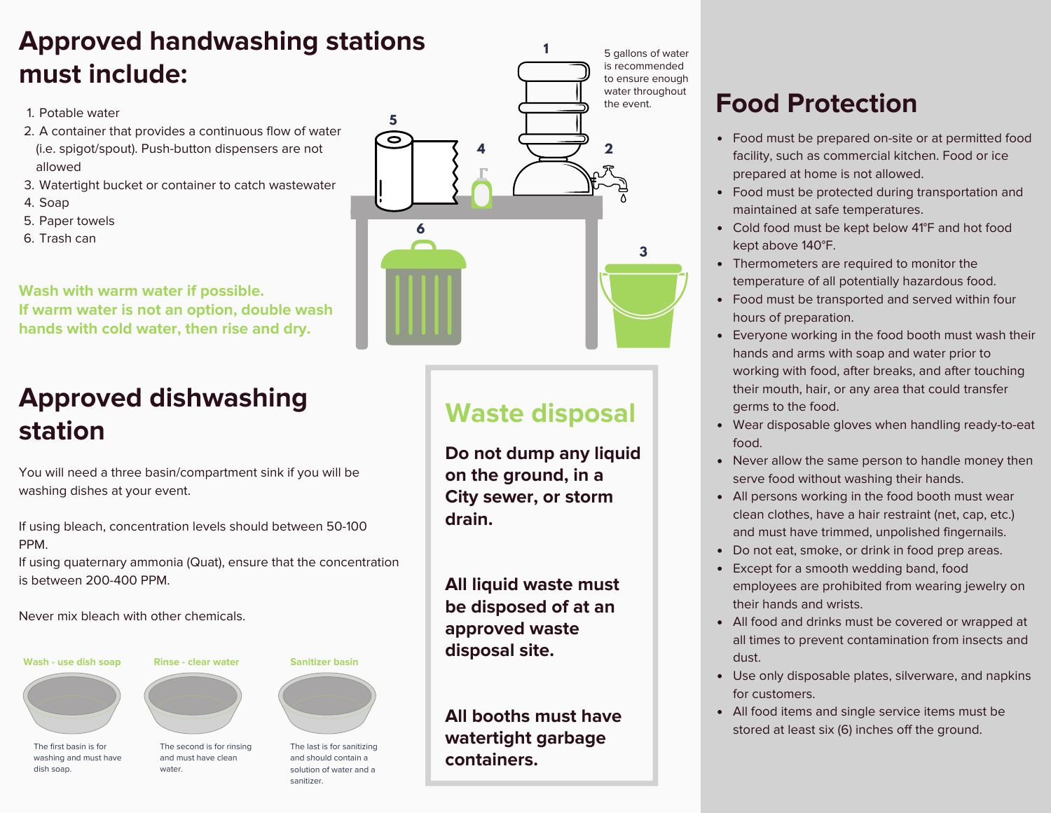## Approved handwashing stations must include:

1. Potable water
2. A container that provides a continuous flow of water (i.e. spigot/spout). Push-button dispensers are not allowed
3. Watertight bucket or container to catch wastewater
4. Soap
5. Paper towels
6. Trash can

5 gallons of water is recommended to ensure enough water throughout the event.

**Wash with warm water if possible.**
**If warm water is not an option, double wash hands with cold water, then rise and dry.**

## Approved dishwashing station

You will need a three basin/compartment sink if you will be washing dishes at your event.

If using bleach, concentration levels should between 50-100 PPM.
If using quaternary ammonia (Quat), ensure that the concentration is between 200-400 PPM.

Never mix bleach with other chemicals.

**Wash - use dish soap**

The first basin is for washing and must have dish soap.

**Rinse - clear water**

The second is for rinsing and must have clean water.

**Sanitizer basin**

The last is for sanitizing and should contain a solution of water and a sanitizer.

## Waste disposal

**Do not dump any liquid on the ground, in a City sewer, or storm drain.**

**All liquid waste must be disposed of at an approved waste disposal site.**

**All booths must have watertight garbage containers.**

## Food Protection

- Food must be prepared on-site or at permitted food facility, such as commercial kitchen. Food or ice prepared at home is not allowed.
- Food must be protected during transportation and maintained at safe temperatures.
- Cold food must be kept below 41°F and hot food kept above 140°F.
- Thermometers are required to monitor the temperature of all potentially hazardous food.
- Food must be transported and served within four hours of preparation.
- Everyone working in the food booth must wash their hands and arms with soap and water prior to working with food, after breaks, and after touching their mouth, hair, or any area that could transfer germs to the food.
- Wear disposable gloves when handling ready-to-eat food.
- Never allow the same person to handle money then serve food without washing their hands.
- All persons working in the food booth must wear clean clothes, have a hair restraint (net, cap, etc.) and must have trimmed, unpolished fingernails.
- Do not eat, smoke, or drink in food prep areas.
- Except for a smooth wedding band, food employees are prohibited from wearing jewelry on their hands and wrists.
- All food and drinks must be covered or wrapped at all times to prevent contamination from insects and dust.
- Use only disposable plates, silverware, and napkins for customers.
- All food items and single service items must be stored at least six (6) inches off the ground.